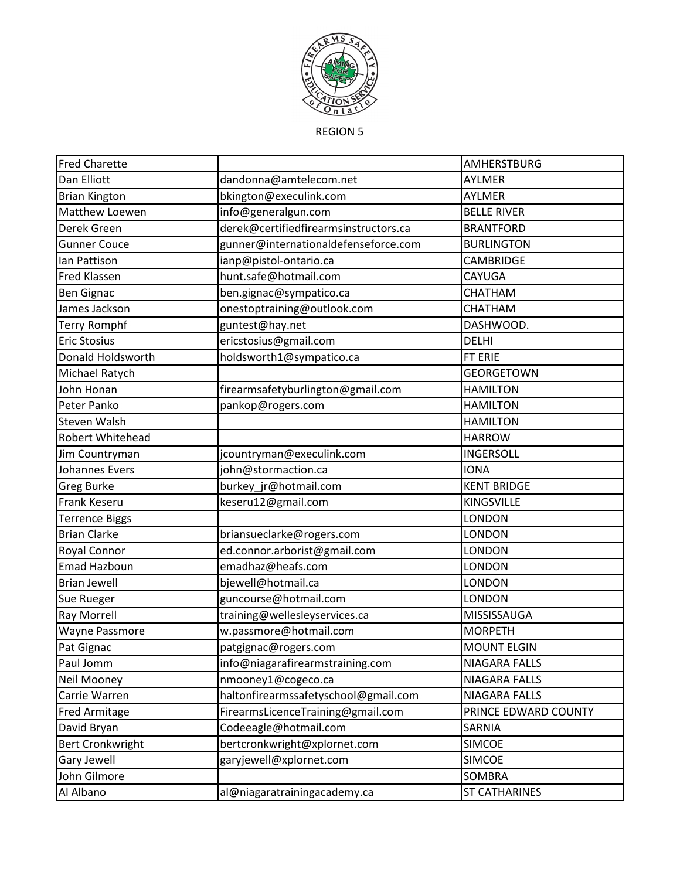REGION 5

| Name | Email | Location |
| --- | --- | --- |
| Fred Charette | | AMHERSTBURG |
| Dan Elliott | dandonna@amtelecom.net | AYLMER |
| Brian Kington | bkington@execulink.com | AYLMER |
| Matthew Loewen | info@generalgun.com | BELLE RIVER |
| Derek Green | derek@certifiedfirearmsinstructors.ca | BRANTFORD |
| Gunner Couce | gunner@internationaldefenseforce.com | BURLINGTON |
| Ian Pattison | ianp@pistol-ontario.ca | CAMBRIDGE |
| Fred Klassen | hunt.safe@hotmail.com | CAYUGA |
| Ben Gignac | ben.gignac@sympatico.ca | CHATHAM |
| James Jackson | onestoptraining@outlook.com | CHATHAM |
| Terry Romphf | guntest@hay.net | DASHWOOD. |
| Eric Stosius | ericstosius@gmail.com | DELHI |
| Donald Holdsworth | holdsworth1@sympatico.ca | FT ERIE |
| Michael Ratych | | GEORGETOWN |
| John Honan | firearmsafetyburlington@gmail.com | HAMILTON |
| Peter Panko | pankop@rogers.com | HAMILTON |
| Steven Walsh | | HAMILTON |
| Robert Whitehead | | HARROW |
| Jim Countryman | jcountryman@execulink.com | INGERSOLL |
| Johannes Evers | john@stormaction.ca | IONA |
| Greg Burke | burkey_jr@hotmail.com | KENT BRIDGE |
| Frank Keseru | keseru12@gmail.com | KINGSVILLE |
| Terrence Biggs | | LONDON |
| Brian Clarke | briansueclarke@rogers.com | LONDON |
| Royal Connor | ed.connor.arborist@gmail.com | LONDON |
| Emad Hazboun | emadhaz@heafs.com | LONDON |
| Brian Jewell | bjewell@hotmail.ca | LONDON |
| Sue Rueger | guncourse@hotmail.com | LONDON |
| Ray Morrell | training@wellesleyservices.ca | MISSISSAUGA |
| Wayne Passmore | w.passmore@hotmail.com | MORPETH |
| Pat Gignac | patgignac@rogers.com | MOUNT ELGIN |
| Paul Jomm | info@niagarafirearmstraining.com | NIAGARA FALLS |
| Neil Mooney | nmooney1@cogeco.ca | NIAGARA FALLS |
| Carrie Warren | haltonfirearmssafetyschool@gmail.com | NIAGARA FALLS |
| Fred Armitage | FirearmsLicenceTraining@gmail.com | PRINCE EDWARD COUNTY |
| David Bryan | Codeeagle@hotmail.com | SARNIA |
| Bert Cronkwright | bertcronkwright@xplornet.com | SIMCOE |
| Gary Jewell | garyjewell@xplornet.com | SIMCOE |
| John Gilmore | | SOMBRA |
| Al Albano | al@niagaratrainingacademy.ca | ST CATHARINES |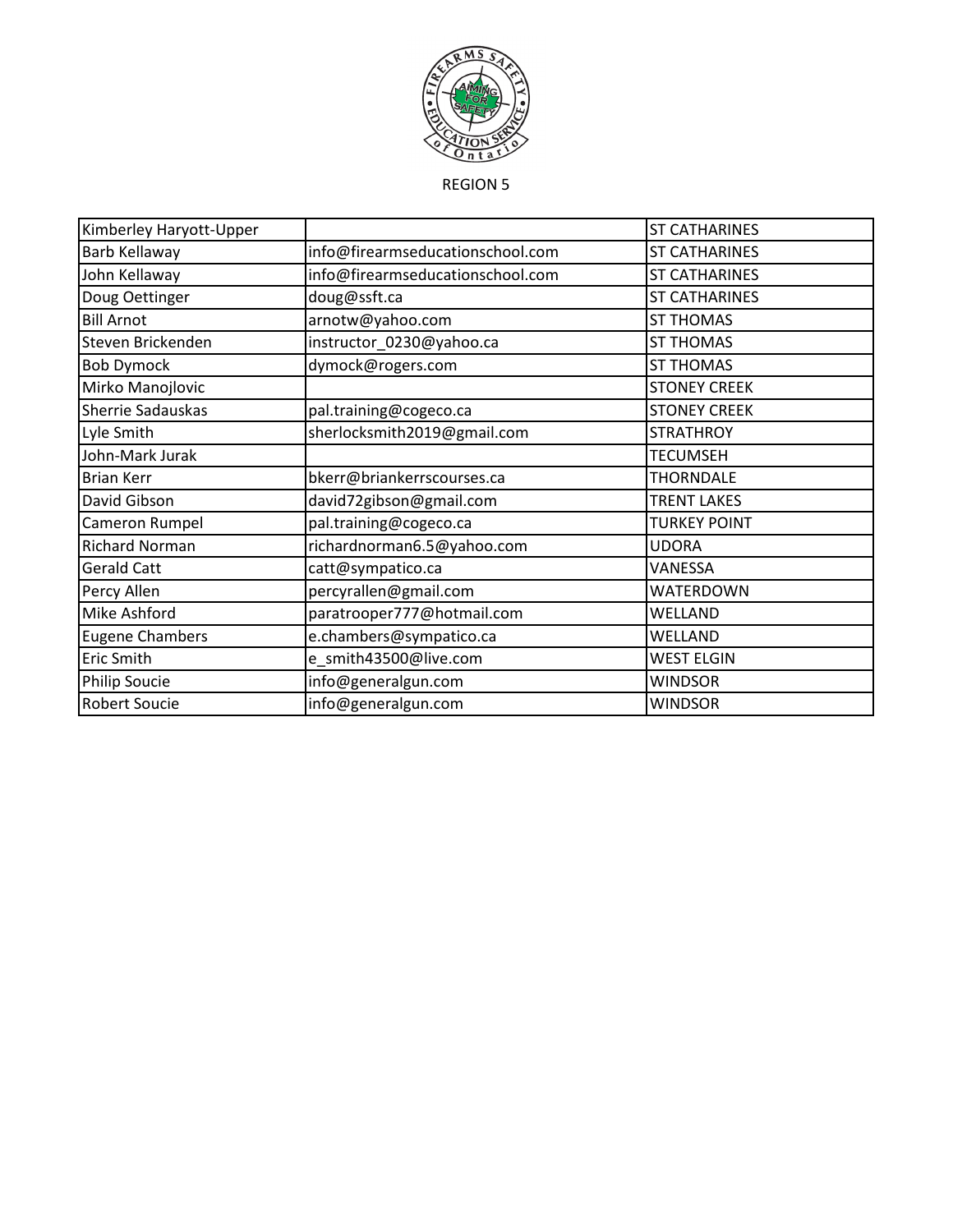REGION 5

| | | |
|---|---|---|
| Kimberley Haryott-Upper | | ST CATHARINES |
| Barb Kellaway | info@firearmseducationschool.com | ST CATHARINES |
| John Kellaway | info@firearmseducationschool.com | ST CATHARINES |
| Doug Oettinger | doug@ssft.ca | ST CATHARINES |
| Bill Arnot | arnotw@yahoo.com | ST THOMAS |
| Steven Brickenden | instructor_0230@yahoo.ca | ST THOMAS |
| Bob Dymock | dymock@rogers.com | ST THOMAS |
| Mirko Manojlovic | | STONEY CREEK |
| Sherrie Sadauskas | pal.training@cogeco.ca | STONEY CREEK |
| Lyle Smith | sherlocksmith2019@gmail.com | STRATHROY |
| John-Mark Jurak | | TECUMSEH |
| Brian Kerr | bkerr@briankerrscourses.ca | THORNDALE |
| David Gibson | david72gibson@gmail.com | TRENT LAKES |
| Cameron Rumpel | pal.training@cogeco.ca | TURKEY POINT |
| Richard Norman | richardnorman6.5@yahoo.com | UDORA |
| Gerald Catt | catt@sympatico.ca | VANESSA |
| Percy Allen | percyrallen@gmail.com | WATERDOWN |
| Mike Ashford | paratrooper777@hotmail.com | WELLAND |
| Eugene Chambers | e.chambers@sympatico.ca | WELLAND |
| Eric Smith | e_smith43500@live.com | WEST ELGIN |
| Philip Soucie | info@generalgun.com | WINDSOR |
| Robert Soucie | info@generalgun.com | WINDSOR |